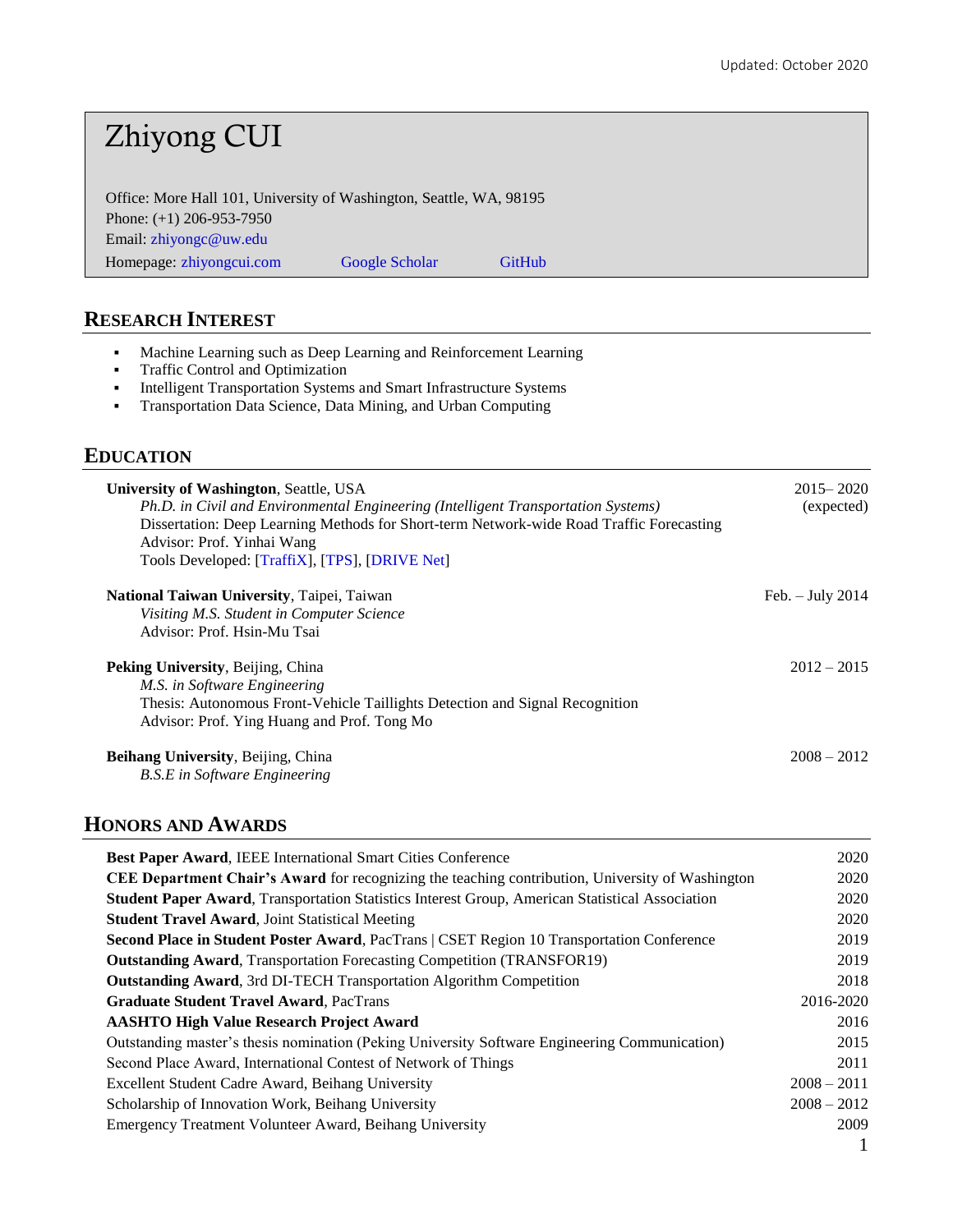Updated: October 2020

# Zhiyong CUI

Office: More Hall 101, University of Washington, Seattle, WA, 98195
Phone: (+1) 206-953-7950
Email: zhiyongc@uw.edu
Homepage: zhiyongcui.com    Google Scholar    GitHub

## RESEARCH INTEREST

- Machine Learning such as Deep Learning and Reinforcement Learning
- Traffic Control and Optimization
- Intelligent Transportation Systems and Smart Infrastructure Systems
- Transportation Data Science, Data Mining, and Urban Computing

## EDUCATION

**University of Washington**, Seattle, USA — 2015– 2020 (expected)
*Ph.D. in Civil and Environmental Engineering (Intelligent Transportation Systems)*
Dissertation: Deep Learning Methods for Short-term Network-wide Road Traffic Forecasting
Advisor: Prof. Yinhai Wang
Tools Developed: [TraffiX], [TPS], [DRIVE Net]

**National Taiwan University**, Taipei, Taiwan — Feb. – July 2014
*Visiting M.S. Student in Computer Science*
Advisor: Prof. Hsin-Mu Tsai

**Peking University**, Beijing, China — 2012 – 2015
*M.S. in Software Engineering*
Thesis: Autonomous Front-Vehicle Taillights Detection and Signal Recognition
Advisor: Prof. Ying Huang and Prof. Tong Mo

**Beihang University**, Beijing, China — 2008 – 2012
*B.S.E in Software Engineering*

## HONORS AND AWARDS

| | |
|---|---|
| **Best Paper Award**, IEEE International Smart Cities Conference | 2020 |
| **CEE Department Chair's Award** for recognizing the teaching contribution, University of Washington | 2020 |
| **Student Paper Award**, Transportation Statistics Interest Group, American Statistical Association | 2020 |
| **Student Travel Award**, Joint Statistical Meeting | 2020 |
| **Second Place in Student Poster Award**, PacTrans \| CSET Region 10 Transportation Conference | 2019 |
| **Outstanding Award**, Transportation Forecasting Competition (TRANSFOR19) | 2019 |
| **Outstanding Award**, 3rd DI-TECH Transportation Algorithm Competition | 2018 |
| **Graduate Student Travel Award**, PacTrans | 2016-2020 |
| **AASHTO High Value Research Project Award** | 2016 |
| Outstanding master's thesis nomination (Peking University Software Engineering Communication) | 2015 |
| Second Place Award, International Contest of Network of Things | 2011 |
| Excellent Student Cadre Award, Beihang University | 2008 – 2011 |
| Scholarship of Innovation Work, Beihang University | 2008 – 2012 |
| Emergency Treatment Volunteer Award, Beihang University | 2009 |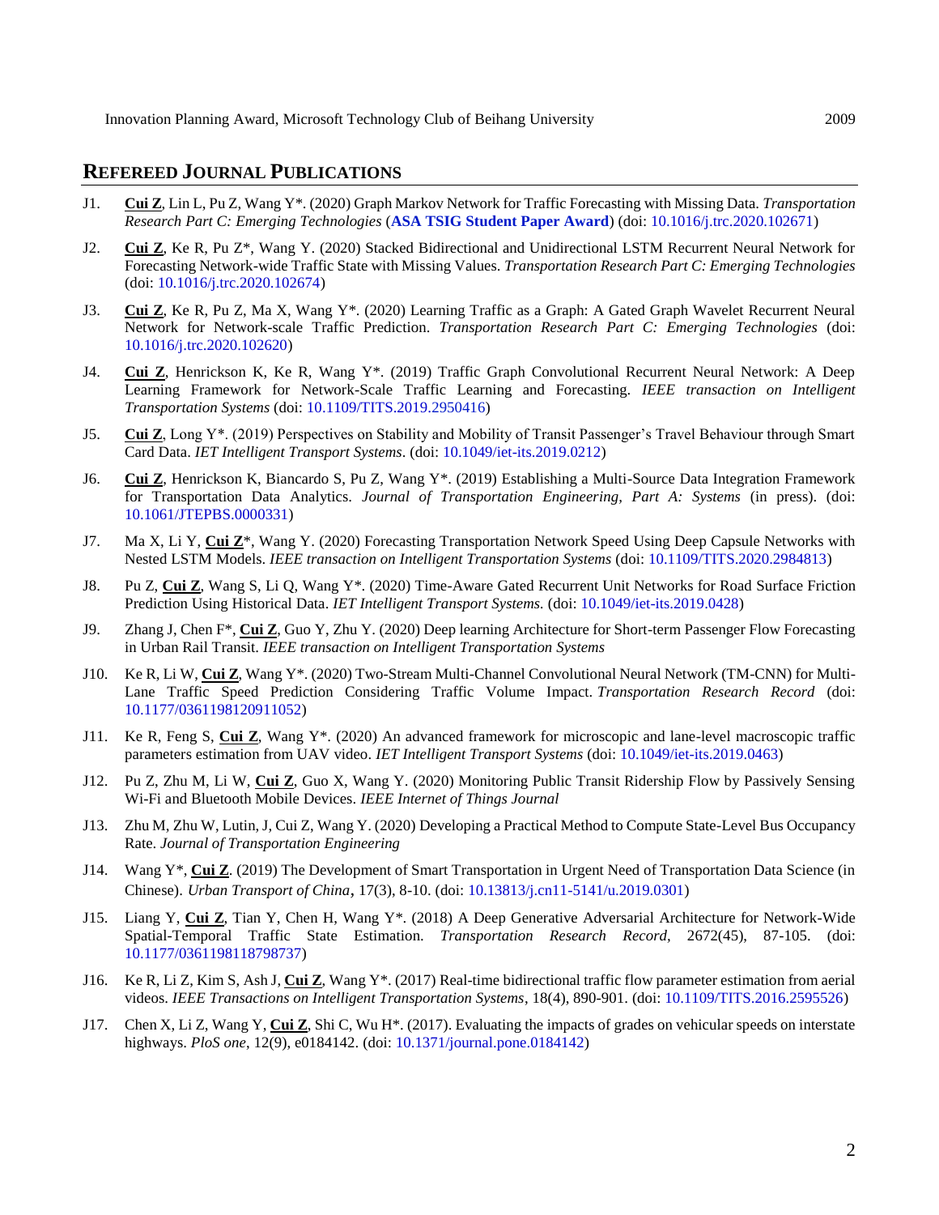Innovation Planning Award, Microsoft Technology Club of Beihang University 2009

## REFEREED JOURNAL PUBLICATIONS

J1. **Cui Z**, Lin L, Pu Z, Wang Y*. (2020) Graph Markov Network for Traffic Forecasting with Missing Data. *Transportation Research Part C: Emerging Technologies* (**ASA TSIG Student Paper Award**) (doi: 10.1016/j.trc.2020.102671)

J2. **Cui Z**, Ke R, Pu Z*, Wang Y. (2020) Stacked Bidirectional and Unidirectional LSTM Recurrent Neural Network for Forecasting Network-wide Traffic State with Missing Values. *Transportation Research Part C: Emerging Technologies* (doi: 10.1016/j.trc.2020.102674)

J3. **Cui Z**, Ke R, Pu Z, Ma X, Wang Y*. (2020) Learning Traffic as a Graph: A Gated Graph Wavelet Recurrent Neural Network for Network-scale Traffic Prediction. *Transportation Research Part C: Emerging Technologies* (doi: 10.1016/j.trc.2020.102620)

J4. **Cui Z**, Henrickson K, Ke R, Wang Y*. (2019) Traffic Graph Convolutional Recurrent Neural Network: A Deep Learning Framework for Network-Scale Traffic Learning and Forecasting. *IEEE transaction on Intelligent Transportation Systems* (doi: 10.1109/TITS.2019.2950416)

J5. **Cui Z**, Long Y*. (2019) Perspectives on Stability and Mobility of Transit Passenger's Travel Behaviour through Smart Card Data. *IET Intelligent Transport Systems*. (doi: 10.1049/iet-its.2019.0212)

J6. **Cui Z**, Henrickson K, Biancardo S, Pu Z, Wang Y*. (2019) Establishing a Multi-Source Data Integration Framework for Transportation Data Analytics. *Journal of Transportation Engineering, Part A: Systems* (in press). (doi: 10.1061/JTEPBS.0000331)

J7. Ma X, Li Y, **Cui Z***, Wang Y. (2020) Forecasting Transportation Network Speed Using Deep Capsule Networks with Nested LSTM Models. *IEEE transaction on Intelligent Transportation Systems* (doi: 10.1109/TITS.2020.2984813)

J8. Pu Z, **Cui Z**, Wang S, Li Q, Wang Y*. (2020) Time-Aware Gated Recurrent Unit Networks for Road Surface Friction Prediction Using Historical Data. *IET Intelligent Transport Systems.* (doi: 10.1049/iet-its.2019.0428)

J9. Zhang J, Chen F*, **Cui Z**, Guo Y, Zhu Y. (2020) Deep learning Architecture for Short-term Passenger Flow Forecasting in Urban Rail Transit. *IEEE transaction on Intelligent Transportation Systems*

J10. Ke R, Li W, **Cui Z**, Wang Y*. (2020) Two-Stream Multi-Channel Convolutional Neural Network (TM-CNN) for Multi-Lane Traffic Speed Prediction Considering Traffic Volume Impact. *Transportation Research Record* (doi: 10.1177/0361198120911052)

J11. Ke R, Feng S, **Cui Z**, Wang Y*. (2020) An advanced framework for microscopic and lane-level macroscopic traffic parameters estimation from UAV video. *IET Intelligent Transport Systems* (doi: 10.1049/iet-its.2019.0463)

J12. Pu Z, Zhu M, Li W, **Cui Z**, Guo X, Wang Y. (2020) Monitoring Public Transit Ridership Flow by Passively Sensing Wi-Fi and Bluetooth Mobile Devices. *IEEE Internet of Things Journal*

J13. Zhu M, Zhu W, Lutin, J, Cui Z, Wang Y. (2020) Developing a Practical Method to Compute State-Level Bus Occupancy Rate. *Journal of Transportation Engineering*

J14. Wang Y*, **Cui Z**. (2019) The Development of Smart Transportation in Urgent Need of Transportation Data Science (in Chinese). *Urban Transport of China*, 17(3), 8-10. (doi: 10.13813/j.cn11-5141/u.2019.0301)

J15. Liang Y, **Cui Z**, Tian Y, Chen H, Wang Y*. (2018) A Deep Generative Adversarial Architecture for Network-Wide Spatial-Temporal Traffic State Estimation. *Transportation Research Record*, 2672(45), 87-105. (doi: 10.1177/0361198118798737)

J16. Ke R, Li Z, Kim S, Ash J, **Cui Z**, Wang Y*. (2017) Real-time bidirectional traffic flow parameter estimation from aerial videos. *IEEE Transactions on Intelligent Transportation Systems*, 18(4), 890-901. (doi: 10.1109/TITS.2016.2595526)

J17. Chen X, Li Z, Wang Y, **Cui Z**, Shi C, Wu H*. (2017). Evaluating the impacts of grades on vehicular speeds on interstate highways. *PloS one*, 12(9), e0184142. (doi: 10.1371/journal.pone.0184142)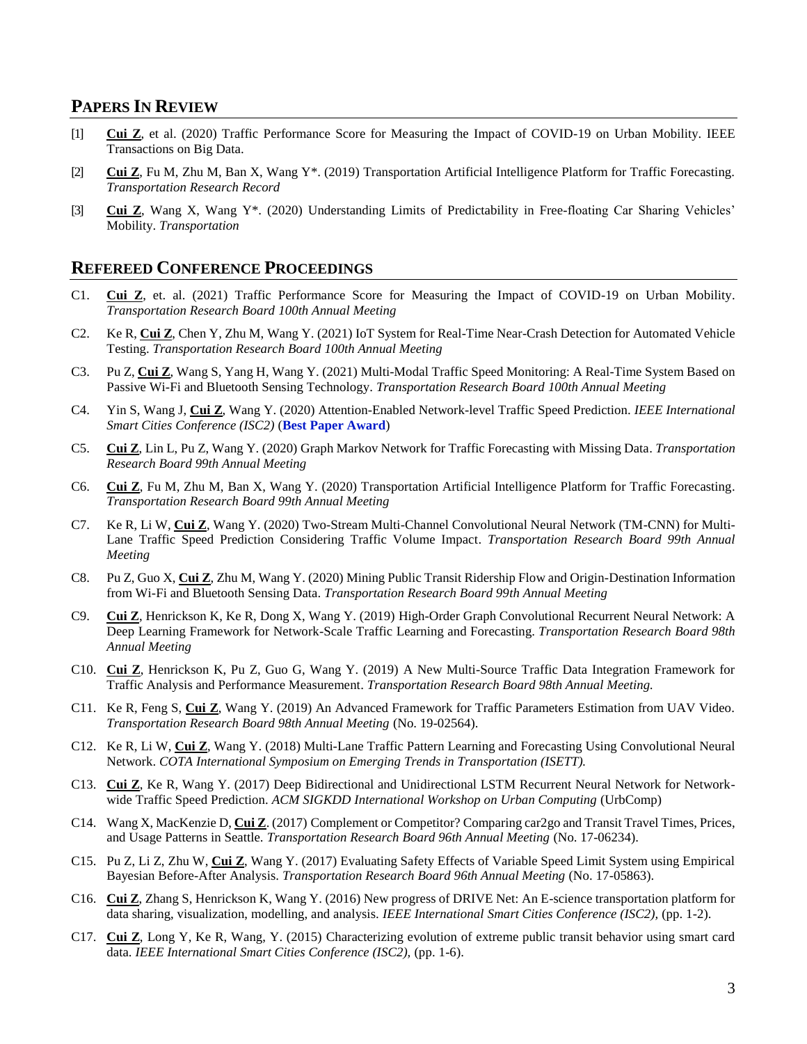## PAPERS IN REVIEW

[1] **Cui Z**, et al. (2020) Traffic Performance Score for Measuring the Impact of COVID-19 on Urban Mobility. IEEE Transactions on Big Data.

[2] **Cui Z**, Fu M, Zhu M, Ban X, Wang Y*. (2019) Transportation Artificial Intelligence Platform for Traffic Forecasting. *Transportation Research Record*

[3] **Cui Z**, Wang X, Wang Y*. (2020) Understanding Limits of Predictability in Free-floating Car Sharing Vehicles' Mobility. *Transportation*

## REFEREED CONFERENCE PROCEEDINGS

C1. **Cui Z**, et. al. (2021) Traffic Performance Score for Measuring the Impact of COVID-19 on Urban Mobility. *Transportation Research Board 100th Annual Meeting*

C2. Ke R, **Cui Z**, Chen Y, Zhu M, Wang Y. (2021) IoT System for Real-Time Near-Crash Detection for Automated Vehicle Testing. *Transportation Research Board 100th Annual Meeting*

C3. Pu Z, **Cui Z**, Wang S, Yang H, Wang Y. (2021) Multi-Modal Traffic Speed Monitoring: A Real-Time System Based on Passive Wi-Fi and Bluetooth Sensing Technology. *Transportation Research Board 100th Annual Meeting*

C4. Yin S, Wang J, **Cui Z**, Wang Y. (2020) Attention-Enabled Network-level Traffic Speed Prediction. *IEEE International Smart Cities Conference (ISC2)* (**Best Paper Award**)

C5. **Cui Z**, Lin L, Pu Z, Wang Y. (2020) Graph Markov Network for Traffic Forecasting with Missing Data. *Transportation Research Board 99th Annual Meeting*

C6. **Cui Z**, Fu M, Zhu M, Ban X, Wang Y. (2020) Transportation Artificial Intelligence Platform for Traffic Forecasting. *Transportation Research Board 99th Annual Meeting*

C7. Ke R, Li W, **Cui Z**, Wang Y. (2020) Two-Stream Multi-Channel Convolutional Neural Network (TM-CNN) for Multi-Lane Traffic Speed Prediction Considering Traffic Volume Impact. *Transportation Research Board 99th Annual Meeting*

C8. Pu Z, Guo X, **Cui Z**, Zhu M, Wang Y. (2020) Mining Public Transit Ridership Flow and Origin-Destination Information from Wi-Fi and Bluetooth Sensing Data. *Transportation Research Board 99th Annual Meeting*

C9. **Cui Z**, Henrickson K, Ke R, Dong X, Wang Y. (2019) High-Order Graph Convolutional Recurrent Neural Network: A Deep Learning Framework for Network-Scale Traffic Learning and Forecasting. *Transportation Research Board 98th Annual Meeting*

C10. **Cui Z**, Henrickson K, Pu Z, Guo G, Wang Y. (2019) A New Multi-Source Traffic Data Integration Framework for Traffic Analysis and Performance Measurement. *Transportation Research Board 98th Annual Meeting.*

C11. Ke R, Feng S, **Cui Z**, Wang Y. (2019) An Advanced Framework for Traffic Parameters Estimation from UAV Video. *Transportation Research Board 98th Annual Meeting* (No. 19-02564).

C12. Ke R, Li W, **Cui Z**, Wang Y. (2018) Multi-Lane Traffic Pattern Learning and Forecasting Using Convolutional Neural Network. *COTA International Symposium on Emerging Trends in Transportation (ISETT).*

C13. **Cui Z**, Ke R, Wang Y. (2017) Deep Bidirectional and Unidirectional LSTM Recurrent Neural Network for Network-wide Traffic Speed Prediction. *ACM SIGKDD International Workshop on Urban Computing* (UrbComp)

C14. Wang X, MacKenzie D, **Cui Z**. (2017) Complement or Competitor? Comparing car2go and Transit Travel Times, Prices, and Usage Patterns in Seattle. *Transportation Research Board 96th Annual Meeting* (No. 17-06234).

C15. Pu Z, Li Z, Zhu W, **Cui Z**, Wang Y. (2017) Evaluating Safety Effects of Variable Speed Limit System using Empirical Bayesian Before-After Analysis. *Transportation Research Board 96th Annual Meeting* (No. 17-05863).

C16. **Cui Z**, Zhang S, Henrickson K, Wang Y. (2016) New progress of DRIVE Net: An E-science transportation platform for data sharing, visualization, modelling, and analysis. *IEEE International Smart Cities Conference (ISC2)*, (pp. 1-2).

C17. **Cui Z**, Long Y, Ke R, Wang, Y. (2015) Characterizing evolution of extreme public transit behavior using smart card data. *IEEE International Smart Cities Conference (ISC2)*, (pp. 1-6).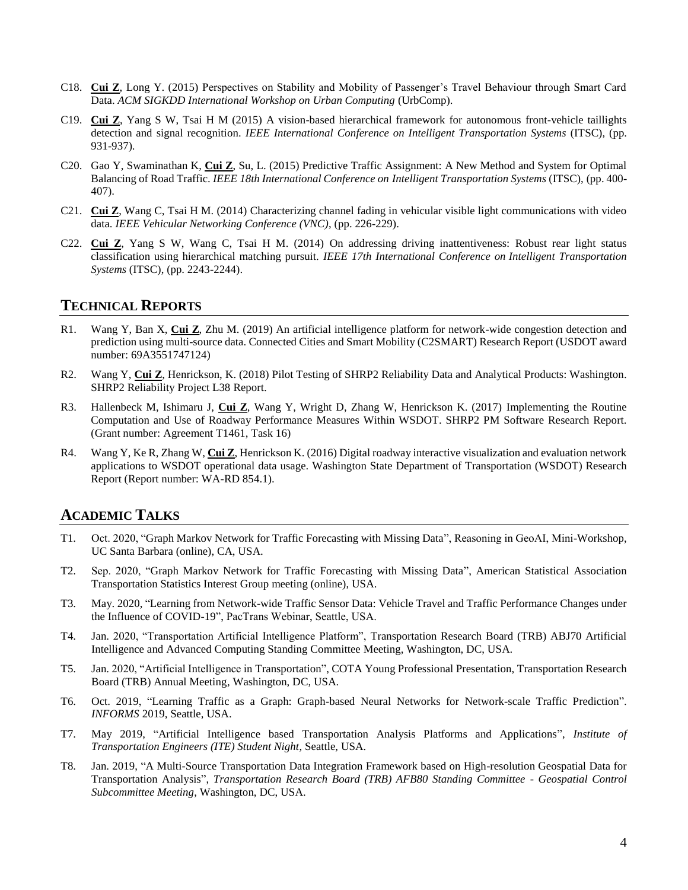C18. **Cui Z**, Long Y. (2015) Perspectives on Stability and Mobility of Passenger's Travel Behaviour through Smart Card Data. *ACM SIGKDD International Workshop on Urban Computing* (UrbComp).

C19. **Cui Z**, Yang S W, Tsai H M (2015) A vision-based hierarchical framework for autonomous front-vehicle taillights detection and signal recognition. *IEEE International Conference on Intelligent Transportation Systems* (ITSC), (pp. 931-937).

C20. Gao Y, Swaminathan K, **Cui Z**, Su, L. (2015) Predictive Traffic Assignment: A New Method and System for Optimal Balancing of Road Traffic. *IEEE 18th International Conference on Intelligent Transportation Systems* (ITSC), (pp. 400-407).

C21. **Cui Z**, Wang C, Tsai H M. (2014) Characterizing channel fading in vehicular visible light communications with video data. *IEEE Vehicular Networking Conference (VNC)*, (pp. 226-229).

C22. **Cui Z**, Yang S W, Wang C, Tsai H M. (2014) On addressing driving inattentiveness: Robust rear light status classification using hierarchical matching pursuit. *IEEE 17th International Conference on Intelligent Transportation Systems* (ITSC), (pp. 2243-2244).

## TECHNICAL REPORTS

R1. Wang Y, Ban X, **Cui Z**, Zhu M. (2019) An artificial intelligence platform for network-wide congestion detection and prediction using multi-source data. Connected Cities and Smart Mobility (C2SMART) Research Report (USDOT award number: 69A3551747124)

R2. Wang Y, **Cui Z**, Henrickson, K. (2018) Pilot Testing of SHRP2 Reliability Data and Analytical Products: Washington. SHRP2 Reliability Project L38 Report.

R3. Hallenbeck M, Ishimaru J, **Cui Z**, Wang Y, Wright D, Zhang W, Henrickson K. (2017) Implementing the Routine Computation and Use of Roadway Performance Measures Within WSDOT. SHRP2 PM Software Research Report. (Grant number: Agreement T1461, Task 16)

R4. Wang Y, Ke R, Zhang W, **Cui Z**, Henrickson K. (2016) Digital roadway interactive visualization and evaluation network applications to WSDOT operational data usage. Washington State Department of Transportation (WSDOT) Research Report (Report number: WA-RD 854.1).

## ACADEMIC TALKS

T1. Oct. 2020, "Graph Markov Network for Traffic Forecasting with Missing Data", Reasoning in GeoAI, Mini-Workshop, UC Santa Barbara (online), CA, USA.

T2. Sep. 2020, "Graph Markov Network for Traffic Forecasting with Missing Data", American Statistical Association Transportation Statistics Interest Group meeting (online), USA.

T3. May. 2020, "Learning from Network-wide Traffic Sensor Data: Vehicle Travel and Traffic Performance Changes under the Influence of COVID-19", PacTrans Webinar, Seattle, USA.

T4. Jan. 2020, "Transportation Artificial Intelligence Platform", Transportation Research Board (TRB) ABJ70 Artificial Intelligence and Advanced Computing Standing Committee Meeting, Washington, DC, USA.

T5. Jan. 2020, "Artificial Intelligence in Transportation", COTA Young Professional Presentation, Transportation Research Board (TRB) Annual Meeting, Washington, DC, USA.

T6. Oct. 2019, "Learning Traffic as a Graph: Graph-based Neural Networks for Network-scale Traffic Prediction". *INFORMS* 2019, Seattle, USA.

T7. May 2019, "Artificial Intelligence based Transportation Analysis Platforms and Applications", *Institute of Transportation Engineers (ITE) Student Night*, Seattle, USA.

T8. Jan. 2019, "A Multi-Source Transportation Data Integration Framework based on High-resolution Geospatial Data for Transportation Analysis", *Transportation Research Board (TRB) AFB80 Standing Committee - Geospatial Control Subcommittee Meeting*, Washington, DC, USA.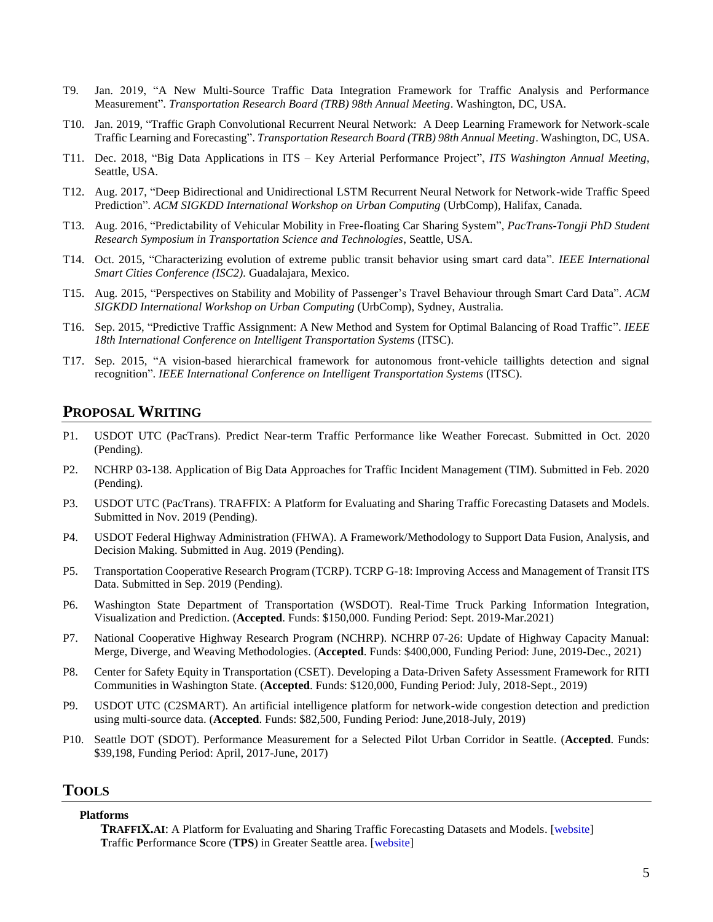T9. Jan. 2019, "A New Multi-Source Traffic Data Integration Framework for Traffic Analysis and Performance Measurement". *Transportation Research Board (TRB) 98th Annual Meeting*. Washington, DC, USA.

T10. Jan. 2019, "Traffic Graph Convolutional Recurrent Neural Network: A Deep Learning Framework for Network-scale Traffic Learning and Forecasting". *Transportation Research Board (TRB) 98th Annual Meeting*. Washington, DC, USA.

T11. Dec. 2018, "Big Data Applications in ITS – Key Arterial Performance Project", *ITS Washington Annual Meeting*, Seattle, USA.

T12. Aug. 2017, "Deep Bidirectional and Unidirectional LSTM Recurrent Neural Network for Network-wide Traffic Speed Prediction". *ACM SIGKDD International Workshop on Urban Computing* (UrbComp), Halifax, Canada.

T13. Aug. 2016, "Predictability of Vehicular Mobility in Free-floating Car Sharing System", *PacTrans-Tongji PhD Student Research Symposium in Transportation Science and Technologies*, Seattle, USA.

T14. Oct. 2015, "Characterizing evolution of extreme public transit behavior using smart card data". *IEEE International Smart Cities Conference (ISC2)*. Guadalajara, Mexico.

T15. Aug. 2015, "Perspectives on Stability and Mobility of Passenger's Travel Behaviour through Smart Card Data". *ACM SIGKDD International Workshop on Urban Computing* (UrbComp), Sydney, Australia.

T16. Sep. 2015, "Predictive Traffic Assignment: A New Method and System for Optimal Balancing of Road Traffic". *IEEE 18th International Conference on Intelligent Transportation Systems* (ITSC).

T17. Sep. 2015, "A vision-based hierarchical framework for autonomous front-vehicle taillights detection and signal recognition". *IEEE International Conference on Intelligent Transportation Systems* (ITSC).

## PROPOSAL WRITING

P1. USDOT UTC (PacTrans). Predict Near-term Traffic Performance like Weather Forecast. Submitted in Oct. 2020 (Pending).

P2. NCHRP 03-138. Application of Big Data Approaches for Traffic Incident Management (TIM). Submitted in Feb. 2020 (Pending).

P3. USDOT UTC (PacTrans). TRAFFIX: A Platform for Evaluating and Sharing Traffic Forecasting Datasets and Models. Submitted in Nov. 2019 (Pending).

P4. USDOT Federal Highway Administration (FHWA). A Framework/Methodology to Support Data Fusion, Analysis, and Decision Making. Submitted in Aug. 2019 (Pending).

P5. Transportation Cooperative Research Program (TCRP). TCRP G-18: Improving Access and Management of Transit ITS Data. Submitted in Sep. 2019 (Pending).

P6. Washington State Department of Transportation (WSDOT). Real-Time Truck Parking Information Integration, Visualization and Prediction. (**Accepted**. Funds: $150,000. Funding Period: Sept. 2019-Mar.2021)

P7. National Cooperative Highway Research Program (NCHRP). NCHRP 07-26: Update of Highway Capacity Manual: Merge, Diverge, and Weaving Methodologies. (**Accepted**. Funds: $400,000, Funding Period: June, 2019-Dec., 2021)

P8. Center for Safety Equity in Transportation (CSET). Developing a Data-Driven Safety Assessment Framework for RITI Communities in Washington State. (**Accepted**. Funds: $120,000, Funding Period: July, 2018-Sept., 2019)

P9. USDOT UTC (C2SMART). An artificial intelligence platform for network-wide congestion detection and prediction using multi-source data. (**Accepted**. Funds: $82,500, Funding Period: June,2018-July, 2019)

P10. Seattle DOT (SDOT). Performance Measurement for a Selected Pilot Urban Corridor in Seattle. (**Accepted**. Funds: $39,198, Funding Period: April, 2017-June, 2017)

## TOOLS

**Platforms**

**TRAFFIX.AI**: A Platform for Evaluating and Sharing Traffic Forecasting Datasets and Models. [website]
**T**raffic **P**erformance **S**core (**TPS**) in Greater Seattle area. [website]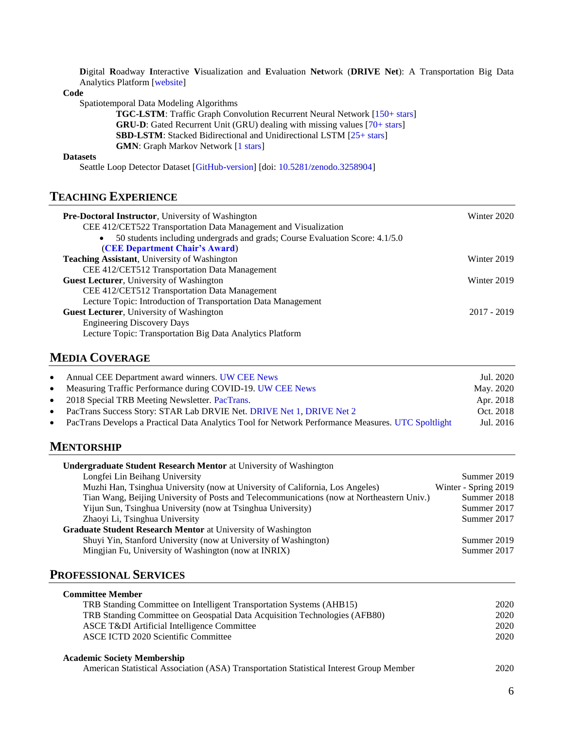**D**igital **R**oadway **I**nteractive **V**isualization and **E**valuation **Net**work (**DRIVE Net**): A Transportation Big Data Analytics Platform [website]

**Code**

Spatiotemporal Data Modeling Algorithms

- **TGC-LSTM**: Traffic Graph Convolution Recurrent Neural Network [150+ stars]
- **GRU-D**: Gated Recurrent Unit (GRU) dealing with missing values [70+ stars]
- **SBD-LSTM**: Stacked Bidirectional and Unidirectional LSTM [25+ stars]
- **GMN**: Graph Markov Network [1 stars]

**Datasets**

Seattle Loop Detector Dataset [GitHub-version] [doi: 10.5281/zenodo.3258904]

## Teaching Experience

**Pre-Doctoral Instructor**, University of Washington — Winter 2020

CEE 412/CET522 Transportation Data Management and Visualization

- 50 students including undergrads and grads; Course Evaluation Score: 4.1/5.0 (**CEE Department Chair's Award**)

**Teaching Assistant**, University of Washington — Winter 2019

CEE 412/CET512 Transportation Data Management

**Guest Lecturer**, University of Washington — Winter 2019

CEE 412/CET512 Transportation Data Management

Lecture Topic: Introduction of Transportation Data Management

**Guest Lecturer**, University of Washington — 2017 - 2019

Engineering Discovery Days

Lecture Topic: Transportation Big Data Analytics Platform

## Media Coverage

- Annual CEE Department award winners. UW CEE News — Jul. 2020
- Measuring Traffic Performance during COVID-19. UW CEE News — May. 2020
- 2018 Special TRB Meeting Newsletter. PacTrans. — Apr. 2018
- PacTrans Success Story: STAR Lab DRVIE Net. DRIVE Net 1, DRIVE Net 2 — Oct. 2018
- PacTrans Develops a Practical Data Analytics Tool for Network Performance Measures. UTC Spoltlight — Jul. 2016

## Mentorship

**Undergraduate Student Research Mentor** at University of Washington

- Longfei Lin Beihang University — Summer 2019
- Muzhi Han, Tsinghua University (now at University of California, Los Angeles) — Winter - Spring 2019
- Tian Wang, Beijing University of Posts and Telecommunications (now at Northeastern Univ.) — Summer 2018
- Yijun Sun, Tsinghua University (now at Tsinghua University) — Summer 2017
- Zhaoyi Li, Tsinghua University — Summer 2017

**Graduate Student Research Mentor** at University of Washington

- Shuyi Yin, Stanford University (now at University of Washington) — Summer 2019
- Mingjian Fu, University of Washington (now at INRIX) — Summer 2017

## Professional Services

**Committee Member**

- TRB Standing Committee on Intelligent Transportation Systems (AHB15) — 2020
- TRB Standing Committee on Geospatial Data Acquisition Technologies (AFB80) — 2020
- ASCE T&DI Artificial Intelligence Committee — 2020
- ASCE ICTD 2020 Scientific Committee — 2020

**Academic Society Membership**

- American Statistical Association (ASA) Transportation Statistical Interest Group Member — 2020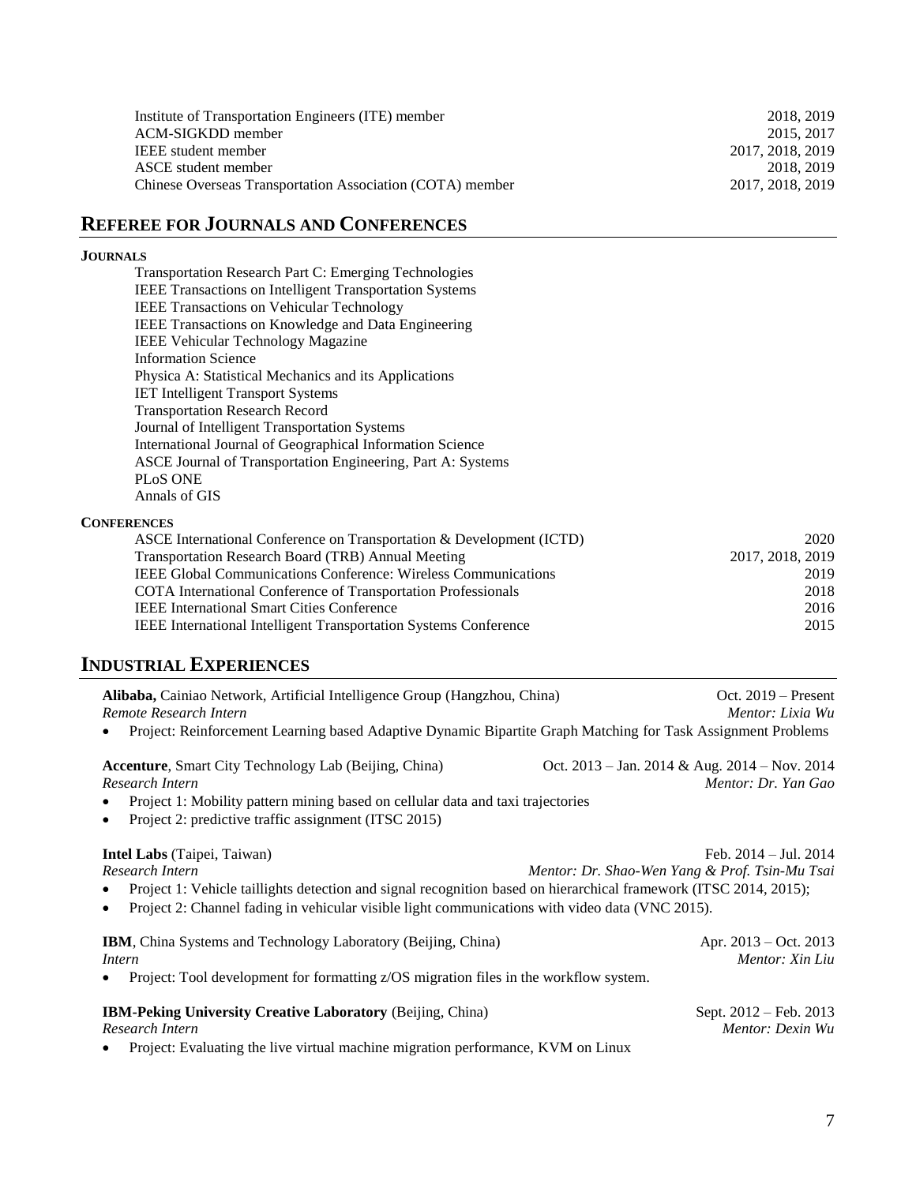Institute of Transportation Engineers (ITE) member 2018, 2019
ACM-SIGKDD member 2015, 2017
IEEE student member 2017, 2018, 2019
ASCE student member 2018, 2019
Chinese Overseas Transportation Association (COTA) member 2017, 2018, 2019

## REFEREE FOR JOURNALS AND CONFERENCES

**JOURNALS**

Transportation Research Part C: Emerging Technologies
IEEE Transactions on Intelligent Transportation Systems
IEEE Transactions on Vehicular Technology
IEEE Transactions on Knowledge and Data Engineering
IEEE Vehicular Technology Magazine
Information Science
Physica A: Statistical Mechanics and its Applications
IET Intelligent Transport Systems
Transportation Research Record
Journal of Intelligent Transportation Systems
International Journal of Geographical Information Science
ASCE Journal of Transportation Engineering, Part A: Systems
PLoS ONE
Annals of GIS

**CONFERENCES**

ASCE International Conference on Transportation & Development (ICTD) 2020
Transportation Research Board (TRB) Annual Meeting 2017, 2018, 2019
IEEE Global Communications Conference: Wireless Communications 2019
COTA International Conference of Transportation Professionals 2018
IEEE International Smart Cities Conference 2016
IEEE International Intelligent Transportation Systems Conference 2015

## INDUSTRIAL EXPERIENCES

**Alibaba,** Cainiao Network, Artificial Intelligence Group (Hangzhou, China) Oct. 2019 – Present
*Remote Research Intern* *Mentor: Lixia Wu*

- Project: Reinforcement Learning based Adaptive Dynamic Bipartite Graph Matching for Task Assignment Problems

**Accenture**, Smart City Technology Lab (Beijing, China) Oct. 2013 – Jan. 2014 & Aug. 2014 – Nov. 2014
*Research Intern* *Mentor: Dr. Yan Gao*

- Project 1: Mobility pattern mining based on cellular data and taxi trajectories
- Project 2: predictive traffic assignment (ITSC 2015)

**Intel Labs** (Taipei, Taiwan) Feb. 2014 – Jul. 2014
*Research Intern* *Mentor: Dr. Shao-Wen Yang & Prof. Tsin-Mu Tsai*

- Project 1: Vehicle taillights detection and signal recognition based on hierarchical framework (ITSC 2014, 2015);
- Project 2: Channel fading in vehicular visible light communications with video data (VNC 2015).

**IBM**, China Systems and Technology Laboratory (Beijing, China) Apr. 2013 – Oct. 2013
*Intern* *Mentor: Xin Liu*

- Project: Tool development for formatting z/OS migration files in the workflow system.

**IBM-Peking University Creative Laboratory** (Beijing, China) Sept. 2012 – Feb. 2013
*Research Intern* *Mentor: Dexin Wu*

- Project: Evaluating the live virtual machine migration performance, KVM on Linux